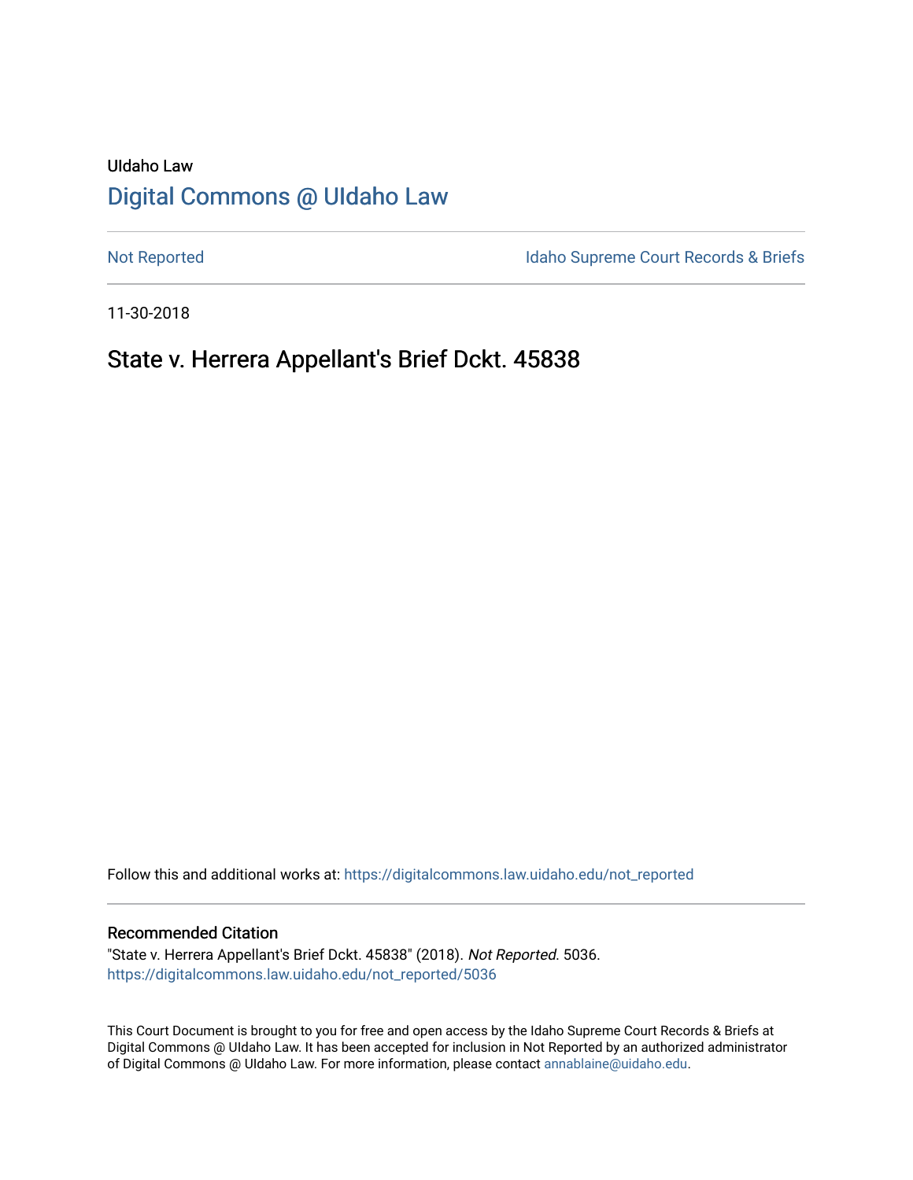UIdaho Law

# Digital Commons @ UIdaho Law

Not Reported

Idaho Supreme Court Records & Briefs

11-30-2018

## State v. Herrera Appellant's Brief Dckt. 45838

Follow this and additional works at: https://digitalcommons.law.uidaho.edu/not_reported

### Recommended Citation

"State v. Herrera Appellant's Brief Dckt. 45838" (2018). *Not Reported*. 5036.
https://digitalcommons.law.uidaho.edu/not_reported/5036

This Court Document is brought to you for free and open access by the Idaho Supreme Court Records & Briefs at Digital Commons @ UIdaho Law. It has been accepted for inclusion in Not Reported by an authorized administrator of Digital Commons @ UIdaho Law. For more information, please contact annablaine@uidaho.edu.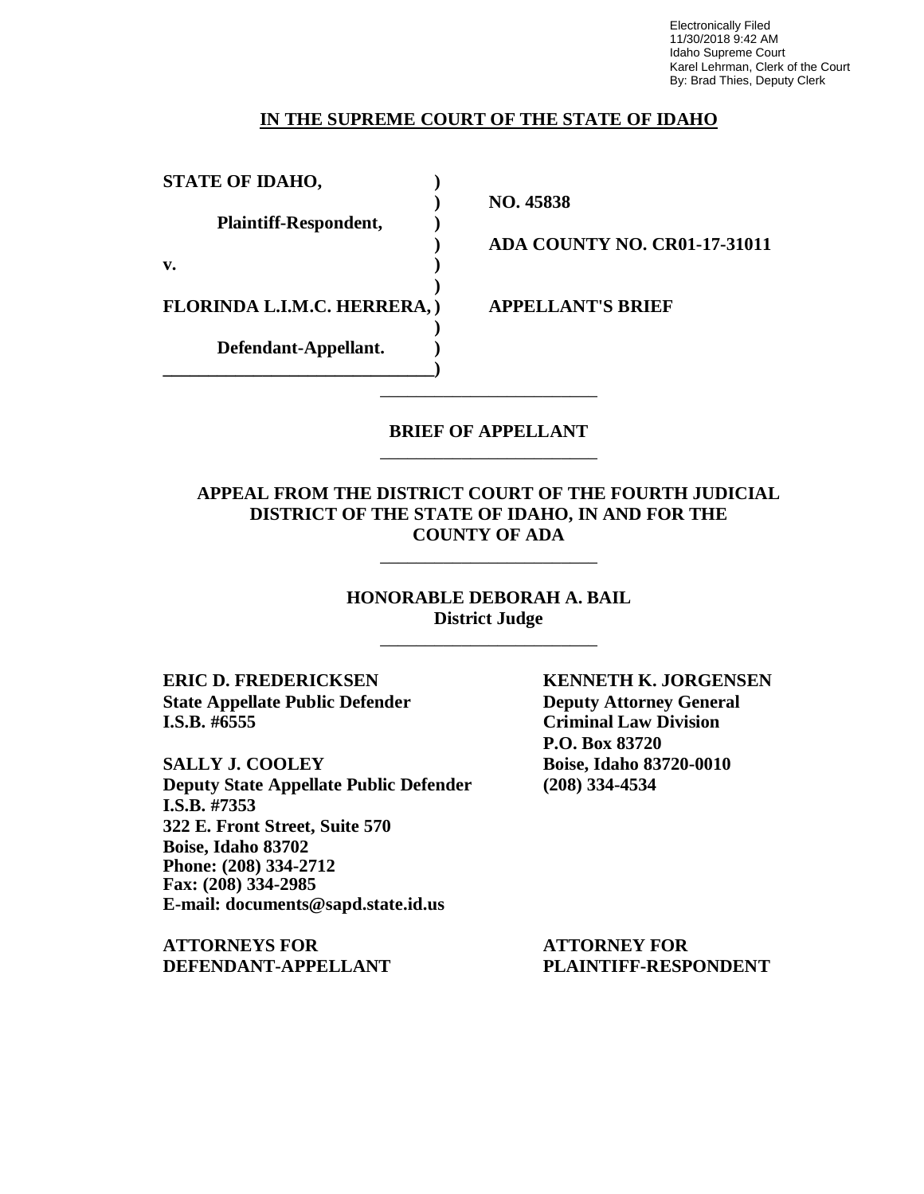Electronically Filed
11/30/2018 9:42 AM
Idaho Supreme Court
Karel Lehrman, Clerk of the Court
By: Brad Thies, Deputy Clerk

**IN THE SUPREME COURT OF THE STATE OF IDAHO**

| | |
|---|---|
| **STATE OF IDAHO,** | |
| | **NO. 45838** |
| **Plaintiff-Respondent,** | |
| | **ADA COUNTY NO. CR01-17-31011** |
| **v.** | |
| **FLORINDA L.I.M.C. HERRERA,** | **APPELLANT'S BRIEF** |
| **Defendant-Appellant.** | |

**BRIEF OF APPELLANT**

**APPEAL FROM THE DISTRICT COURT OF THE FOURTH JUDICIAL DISTRICT OF THE STATE OF IDAHO, IN AND FOR THE COUNTY OF ADA**

**HONORABLE DEBORAH A. BAIL**
**District Judge**

**ERIC D. FREDERICKSEN**
**State Appellate Public Defender**
**I.S.B. #6555**

**SALLY J. COOLEY**
**Deputy State Appellate Public Defender**
**I.S.B. #7353**
**322 E. Front Street, Suite 570**
**Boise, Idaho 83702**
**Phone: (208) 334-2712**
**Fax: (208) 334-2985**
**E-mail: documents@sapd.state.id.us**

**ATTORNEYS FOR DEFENDANT-APPELLANT**

**KENNETH K. JORGENSEN**
**Deputy Attorney General**
**Criminal Law Division**
**P.O. Box 83720**
**Boise, Idaho 83720-0010**
**(208) 334-4534**

**ATTORNEY FOR PLAINTIFF-RESPONDENT**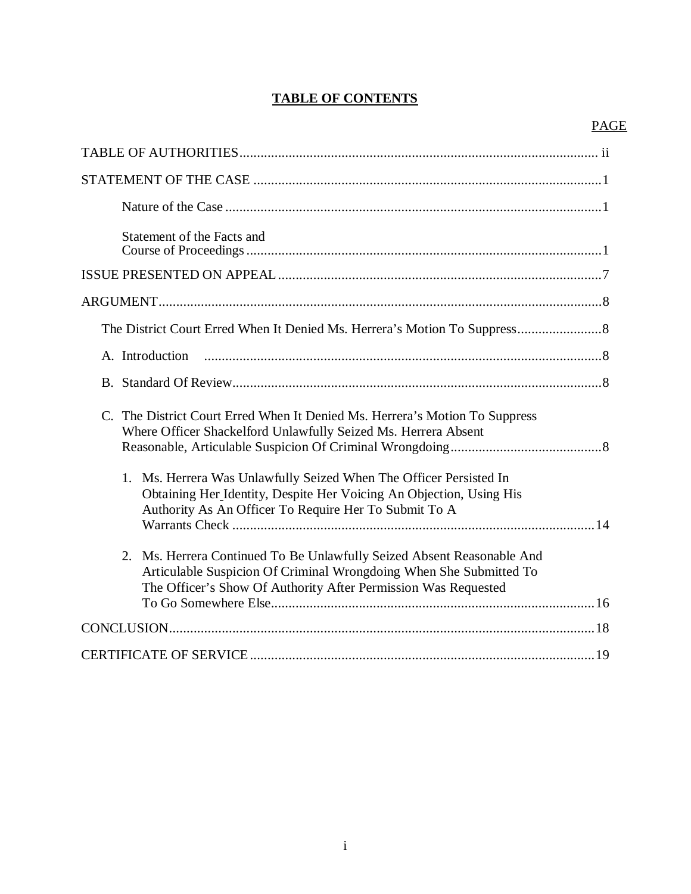## TABLE OF CONTENTS

| | PAGE |
|---|---|
| TABLE OF AUTHORITIES | ii |
| STATEMENT OF THE CASE | 1 |
| Nature of the Case | 1 |
| Statement of the Facts and Course of Proceedings | 1 |
| ISSUE PRESENTED ON APPEAL | 7 |
| ARGUMENT | 8 |
| The District Court Erred When It Denied Ms. Herrera's Motion To Suppress | 8 |
| A. Introduction | 8 |
| B. Standard Of Review | 8 |
| C. The District Court Erred When It Denied Ms. Herrera's Motion To Suppress Where Officer Shackelford Unlawfully Seized Ms. Herrera Absent Reasonable, Articulable Suspicion Of Criminal Wrongdoing | 8 |
| 1. Ms. Herrera Was Unlawfully Seized When The Officer Persisted In Obtaining Her Identity, Despite Her Voicing An Objection, Using His Authority As An Officer To Require Her To Submit To A Warrants Check | 14 |
| 2. Ms. Herrera Continued To Be Unlawfully Seized Absent Reasonable And Articulable Suspicion Of Criminal Wrongdoing When She Submitted To The Officer's Show Of Authority After Permission Was Requested To Go Somewhere Else | 16 |
| CONCLUSION | 18 |
| CERTIFICATE OF SERVICE | 19 |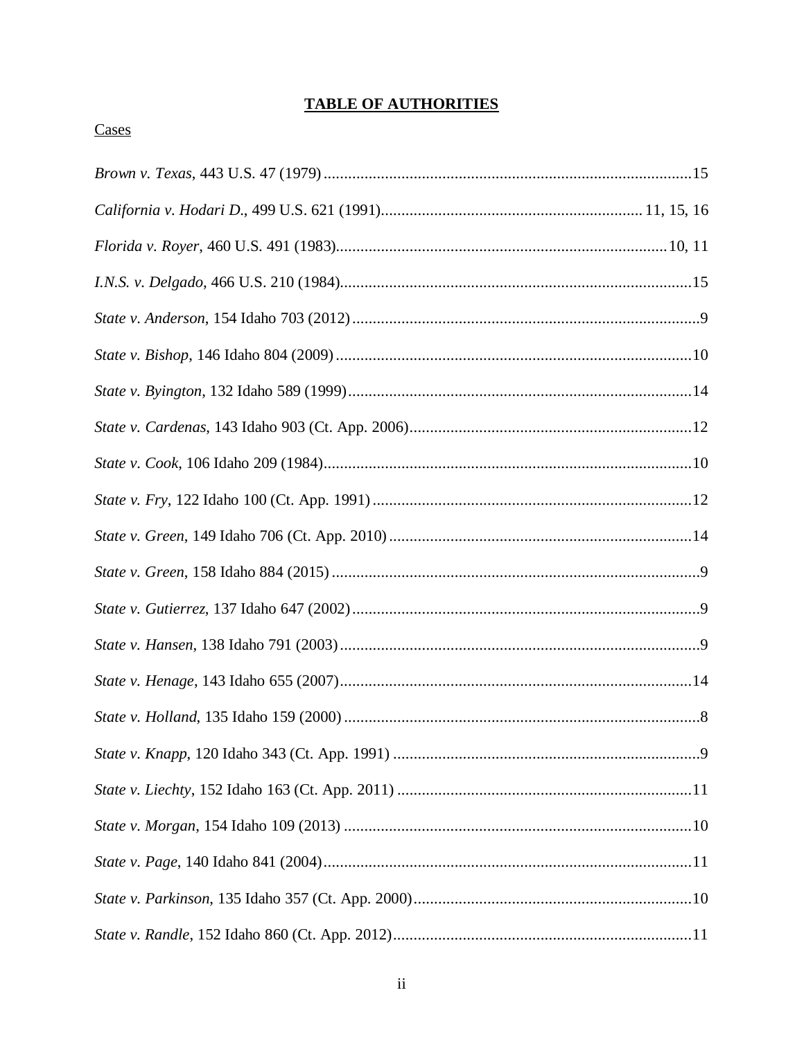**TABLE OF AUTHORITIES**

Cases

*Brown v. Texas*, 443 U.S. 47 (1979) ........................................................................................15

*California v. Hodari D.*, 499 U.S. 621 (1991) ............................................................... 11, 15, 16

*Florida v. Royer*, 460 U.S. 491 (1983) ................................................................................ 10, 11

*I.N.S. v. Delgado*, 466 U.S. 210 (1984) ......................................................................................15

*State v. Anderson*, 154 Idaho 703 (2012) .....................................................................................9

*State v. Bishop*, 146 Idaho 804 (2009) .......................................................................................10

*State v. Byington*, 132 Idaho 589 (1999) ....................................................................................14

*State v. Cardenas*, 143 Idaho 903 (Ct. App. 2006) .....................................................................12

*State v. Cook*, 106 Idaho 209 (1984) ..........................................................................................10

*State v. Fry*, 122 Idaho 100 (Ct. App. 1991) ..............................................................................12

*State v. Green*, 149 Idaho 706 (Ct. App. 2010) ..........................................................................14

*State v. Green*, 158 Idaho 884 (2015) ..........................................................................................9

*State v. Gutierrez*, 137 Idaho 647 (2002) .....................................................................................9

*State v. Hansen*, 138 Idaho 791 (2003) ........................................................................................9

*State v. Henage*, 143 Idaho 655 (2007) ......................................................................................14

*State v. Holland*, 135 Idaho 159 (2000) .......................................................................................8

*State v. Knapp*, 120 Idaho 343 (Ct. App. 1991) ...........................................................................9

*State v. Liechty*, 152 Idaho 163 (Ct. App. 2011) ........................................................................11

*State v. Morgan*, 154 Idaho 109 (2013) .....................................................................................10

*State v. Page*, 140 Idaho 841 (2004) ..........................................................................................11

*State v. Parkinson*, 135 Idaho 357 (Ct. App. 2000) ....................................................................10

*State v. Randle*, 152 Idaho 860 (Ct. App. 2012) .........................................................................11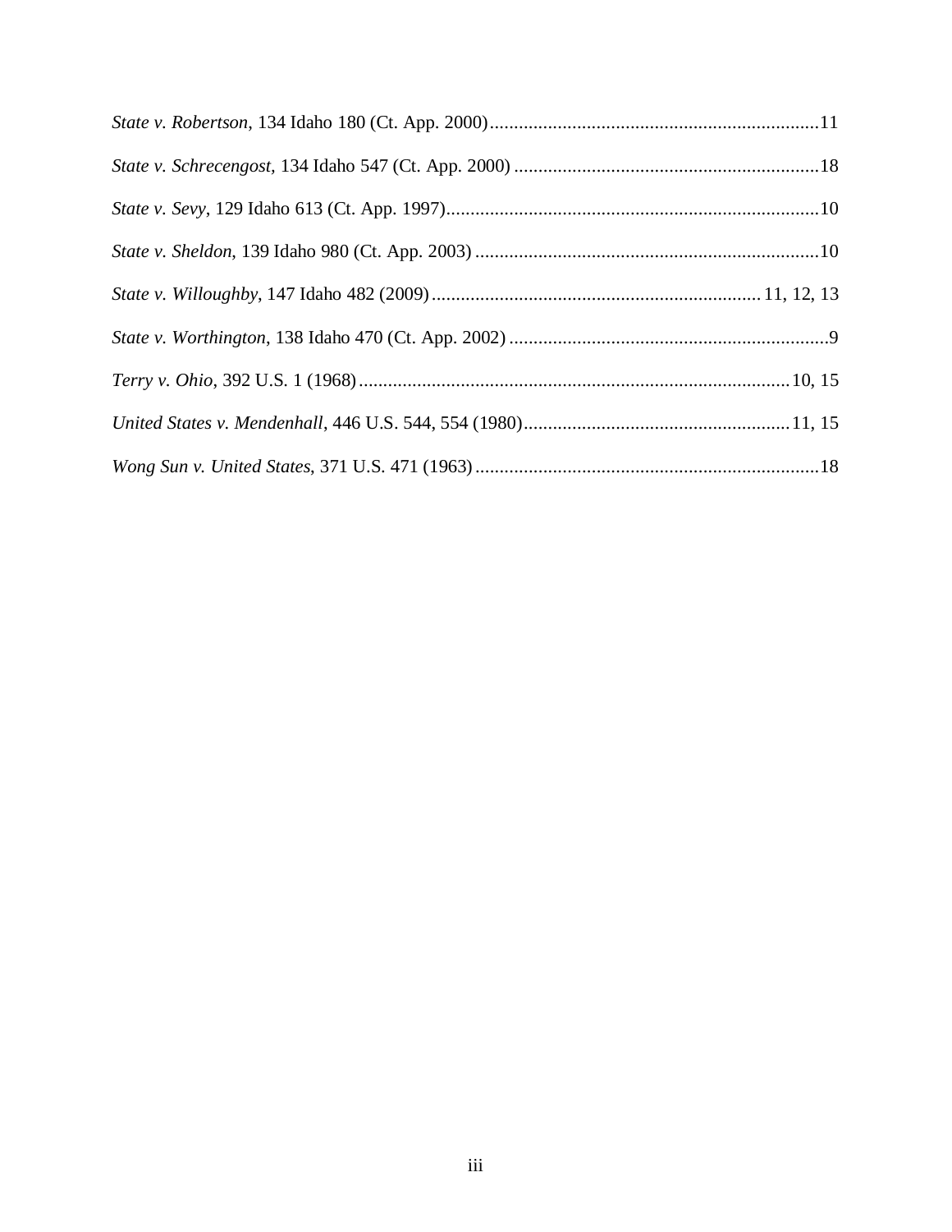*State v. Robertson*, 134 Idaho 180 (Ct. App. 2000).....................................................................11

*State v. Schrecengost*, 134 Idaho 547 (Ct. App. 2000) ...............................................................18

*State v. Sevy*, 129 Idaho 613 (Ct. App. 1997).............................................................................10

*State v. Sheldon*, 139 Idaho 980 (Ct. App. 2003) .......................................................................10

*State v. Willoughby*, 147 Idaho 482 (2009)................................................................... 11, 12, 13

*State v. Worthington*, 138 Idaho 470 (Ct. App. 2002) ..................................................................9

*Terry v. Ohio*, 392 U.S. 1 (1968)........................................................................................10, 15

*United States v. Mendenhall*, 446 U.S. 544, 554 (1980).......................................................11, 15

*Wong Sun v. United States*, 371 U.S. 471 (1963) .......................................................................18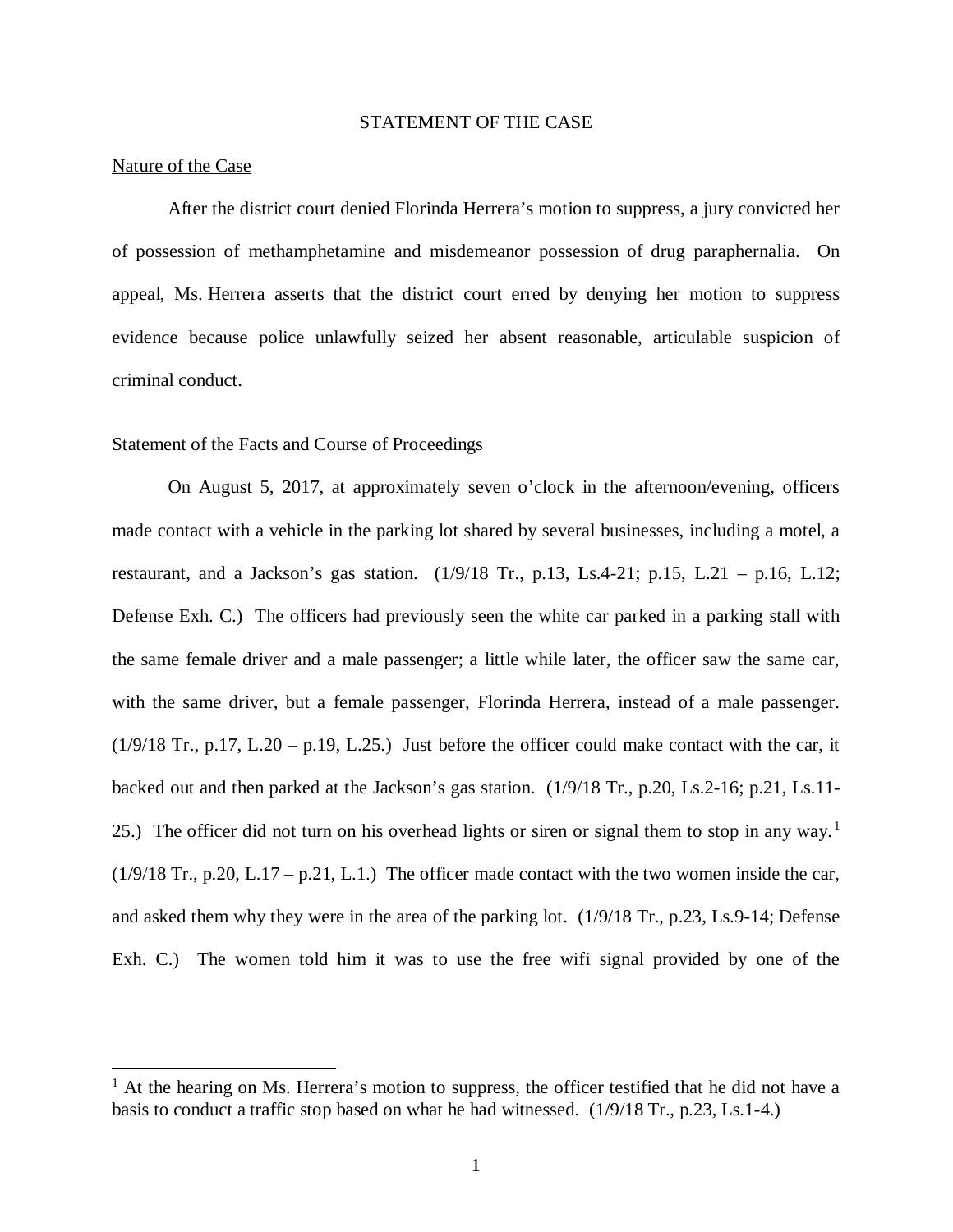# STATEMENT OF THE CASE

## Nature of the Case

After the district court denied Florinda Herrera's motion to suppress, a jury convicted her of possession of methamphetamine and misdemeanor possession of drug paraphernalia. On appeal, Ms. Herrera asserts that the district court erred by denying her motion to suppress evidence because police unlawfully seized her absent reasonable, articulable suspicion of criminal conduct.

## Statement of the Facts and Course of Proceedings

On August 5, 2017, at approximately seven o'clock in the afternoon/evening, officers made contact with a vehicle in the parking lot shared by several businesses, including a motel, a restaurant, and a Jackson's gas station. (1/9/18 Tr., p.13, Ls.4-21; p.15, L.21 – p.16, L.12; Defense Exh. C.) The officers had previously seen the white car parked in a parking stall with the same female driver and a male passenger; a little while later, the officer saw the same car, with the same driver, but a female passenger, Florinda Herrera, instead of a male passenger. (1/9/18 Tr., p.17, L.20 – p.19, L.25.) Just before the officer could make contact with the car, it backed out and then parked at the Jackson's gas station. (1/9/18 Tr., p.20, Ls.2-16; p.21, Ls.11-25.) The officer did not turn on his overhead lights or siren or signal them to stop in any way.[1] (1/9/18 Tr., p.20, L.17 – p.21, L.1.) The officer made contact with the two women inside the car, and asked them why they were in the area of the parking lot. (1/9/18 Tr., p.23, Ls.9-14; Defense Exh. C.) The women told him it was to use the free wifi signal provided by one of the

[1] At the hearing on Ms. Herrera's motion to suppress, the officer testified that he did not have a basis to conduct a traffic stop based on what he had witnessed. (1/9/18 Tr., p.23, Ls.1-4.)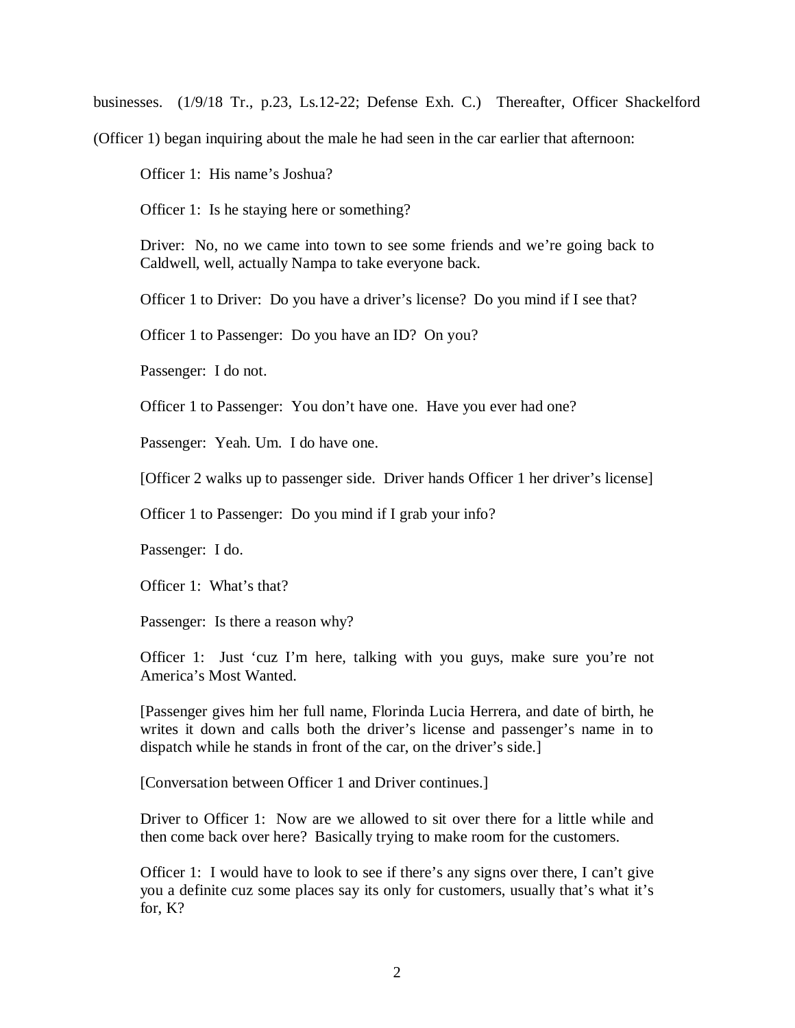businesses. (1/9/18 Tr., p.23, Ls.12-22; Defense Exh. C.) Thereafter, Officer Shackelford (Officer 1) began inquiring about the male he had seen in the car earlier that afternoon:

> Officer 1: His name's Joshua?
>
> Officer 1: Is he staying here or something?
>
> Driver: No, no we came into town to see some friends and we're going back to Caldwell, well, actually Nampa to take everyone back.
>
> Officer 1 to Driver: Do you have a driver's license? Do you mind if I see that?
>
> Officer 1 to Passenger: Do you have an ID? On you?
>
> Passenger: I do not.
>
> Officer 1 to Passenger: You don't have one. Have you ever had one?
>
> Passenger: Yeah. Um. I do have one.
>
> [Officer 2 walks up to passenger side. Driver hands Officer 1 her driver's license]
>
> Officer 1 to Passenger: Do you mind if I grab your info?
>
> Passenger: I do.
>
> Officer 1: What's that?
>
> Passenger: Is there a reason why?
>
> Officer 1: Just 'cuz I'm here, talking with you guys, make sure you're not America's Most Wanted.
>
> [Passenger gives him her full name, Florinda Lucia Herrera, and date of birth, he writes it down and calls both the driver's license and passenger's name in to dispatch while he stands in front of the car, on the driver's side.]
>
> [Conversation between Officer 1 and Driver continues.]
>
> Driver to Officer 1: Now are we allowed to sit over there for a little while and then come back over here? Basically trying to make room for the customers.
>
> Officer 1: I would have to look to see if there's any signs over there, I can't give you a definite cuz some places say its only for customers, usually that's what it's for, K?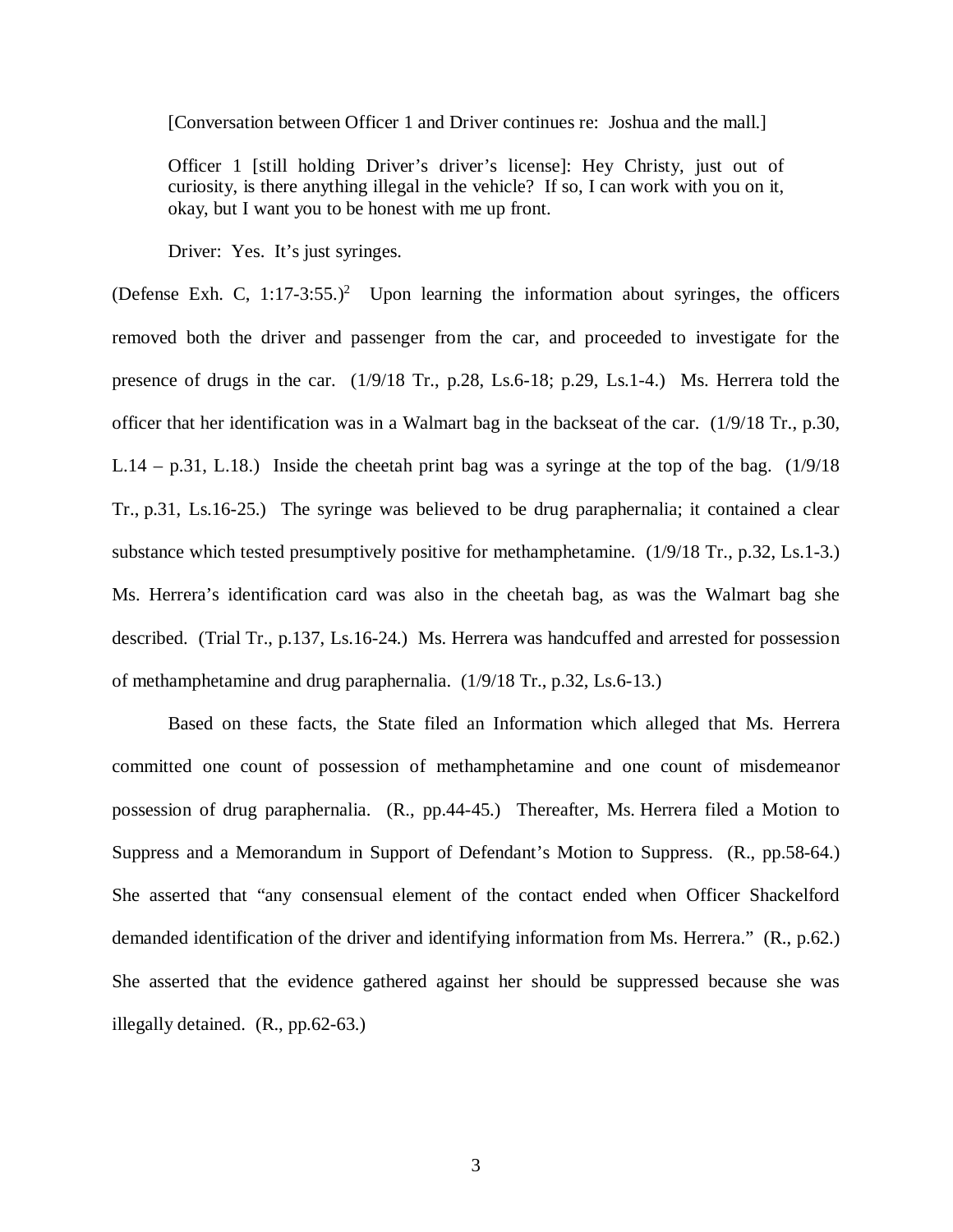> [Conversation between Officer 1 and Driver continues re: Joshua and the mall.]
>
> Officer 1 [still holding Driver's driver's license]: Hey Christy, just out of curiosity, is there anything illegal in the vehicle? If so, I can work with you on it, okay, but I want you to be honest with me up front.
>
> Driver: Yes. It's just syringes.

(Defense Exh. C, 1:17-3:55.)[2] Upon learning the information about syringes, the officers removed both the driver and passenger from the car, and proceeded to investigate for the presence of drugs in the car. (1/9/18 Tr., p.28, Ls.6-18; p.29, Ls.1-4.) Ms. Herrera told the officer that her identification was in a Walmart bag in the backseat of the car. (1/9/18 Tr., p.30, L.14 – p.31, L.18.) Inside the cheetah print bag was a syringe at the top of the bag. (1/9/18 Tr., p.31, Ls.16-25.) The syringe was believed to be drug paraphernalia; it contained a clear substance which tested presumptively positive for methamphetamine. (1/9/18 Tr., p.32, Ls.1-3.) Ms. Herrera's identification card was also in the cheetah bag, as was the Walmart bag she described. (Trial Tr., p.137, Ls.16-24.) Ms. Herrera was handcuffed and arrested for possession of methamphetamine and drug paraphernalia. (1/9/18 Tr., p.32, Ls.6-13.)

Based on these facts, the State filed an Information which alleged that Ms. Herrera committed one count of possession of methamphetamine and one count of misdemeanor possession of drug paraphernalia. (R., pp.44-45.) Thereafter, Ms. Herrera filed a Motion to Suppress and a Memorandum in Support of Defendant's Motion to Suppress. (R., pp.58-64.) She asserted that "any consensual element of the contact ended when Officer Shackelford demanded identification of the driver and identifying information from Ms. Herrera." (R., p.62.) She asserted that the evidence gathered against her should be suppressed because she was illegally detained. (R., pp.62-63.)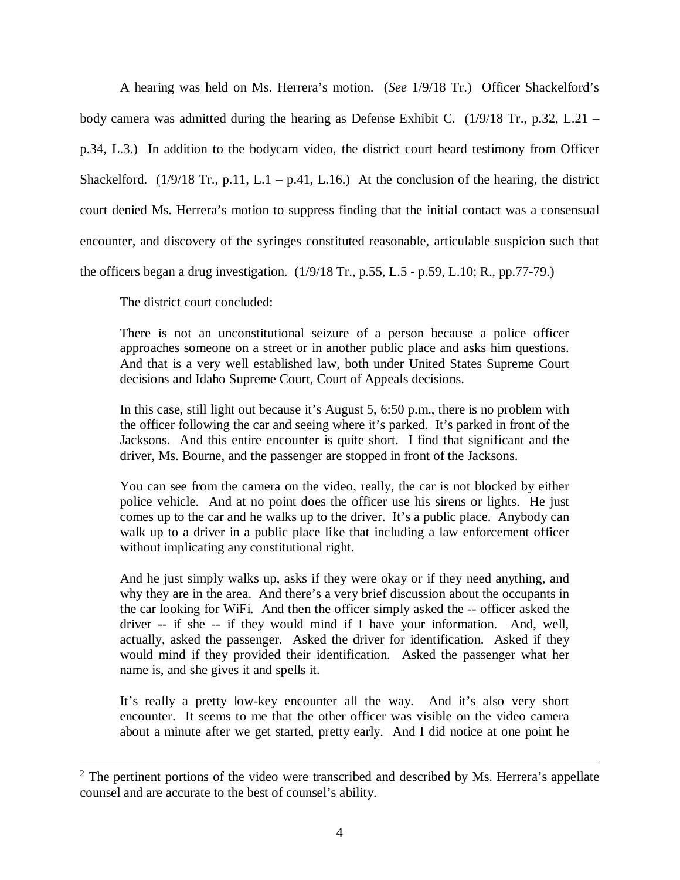A hearing was held on Ms. Herrera's motion. (*See* 1/9/18 Tr.) Officer Shackelford's body camera was admitted during the hearing as Defense Exhibit C. (1/9/18 Tr., p.32, L.21 – p.34, L.3.) In addition to the bodycam video, the district court heard testimony from Officer Shackelford. (1/9/18 Tr., p.11, L.1 – p.41, L.16.) At the conclusion of the hearing, the district court denied Ms. Herrera's motion to suppress finding that the initial contact was a consensual encounter, and discovery of the syringes constituted reasonable, articulable suspicion such that the officers began a drug investigation. (1/9/18 Tr., p.55, L.5 - p.59, L.10; R., pp.77-79.)

The district court concluded:

> There is not an unconstitutional seizure of a person because a police officer approaches someone on a street or in another public place and asks him questions. And that is a very well established law, both under United States Supreme Court decisions and Idaho Supreme Court, Court of Appeals decisions.
>
> In this case, still light out because it's August 5, 6:50 p.m., there is no problem with the officer following the car and seeing where it's parked. It's parked in front of the Jacksons. And this entire encounter is quite short. I find that significant and the driver, Ms. Bourne, and the passenger are stopped in front of the Jacksons.
>
> You can see from the camera on the video, really, the car is not blocked by either police vehicle. And at no point does the officer use his sirens or lights. He just comes up to the car and he walks up to the driver. It's a public place. Anybody can walk up to a driver in a public place like that including a law enforcement officer without implicating any constitutional right.
>
> And he just simply walks up, asks if they were okay or if they need anything, and why they are in the area. And there's a very brief discussion about the occupants in the car looking for WiFi. And then the officer simply asked the -- officer asked the driver -- if she -- if they would mind if I have your information. And, well, actually, asked the passenger. Asked the driver for identification. Asked if they would mind if they provided their identification. Asked the passenger what her name is, and she gives it and spells it.
>
> It's really a pretty low-key encounter all the way. And it's also very short encounter. It seems to me that the other officer was visible on the video camera about a minute after we get started, pretty early. And I did notice at one point he

---

[2] The pertinent portions of the video were transcribed and described by Ms. Herrera's appellate counsel and are accurate to the best of counsel's ability.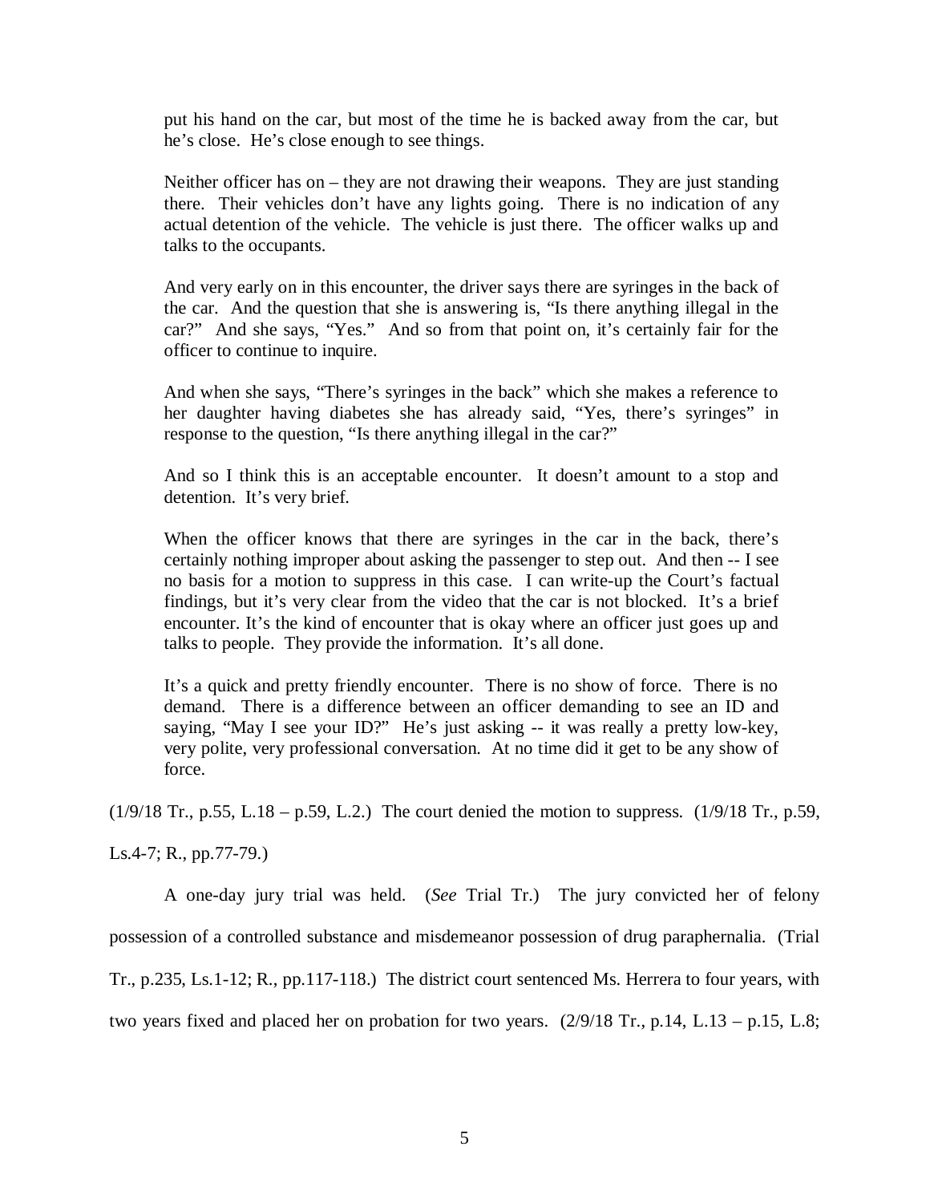> put his hand on the car, but most of the time he is backed away from the car, but he's close. He's close enough to see things.
>
> Neither officer has on – they are not drawing their weapons. They are just standing there. Their vehicles don't have any lights going. There is no indication of any actual detention of the vehicle. The vehicle is just there. The officer walks up and talks to the occupants.
>
> And very early on in this encounter, the driver says there are syringes in the back of the car. And the question that she is answering is, "Is there anything illegal in the car?" And she says, "Yes." And so from that point on, it's certainly fair for the officer to continue to inquire.
>
> And when she says, "There's syringes in the back" which she makes a reference to her daughter having diabetes she has already said, "Yes, there's syringes" in response to the question, "Is there anything illegal in the car?"
>
> And so I think this is an acceptable encounter. It doesn't amount to a stop and detention. It's very brief.
>
> When the officer knows that there are syringes in the car in the back, there's certainly nothing improper about asking the passenger to step out. And then -- I see no basis for a motion to suppress in this case. I can write-up the Court's factual findings, but it's very clear from the video that the car is not blocked. It's a brief encounter. It's the kind of encounter that is okay where an officer just goes up and talks to people. They provide the information. It's all done.
>
> It's a quick and pretty friendly encounter. There is no show of force. There is no demand. There is a difference between an officer demanding to see an ID and saying, "May I see your ID?" He's just asking -- it was really a pretty low-key, very polite, very professional conversation. At no time did it get to be any show of force.

(1/9/18 Tr., p.55, L.18 – p.59, L.2.) The court denied the motion to suppress. (1/9/18 Tr., p.59, Ls.4-7; R., pp.77-79.)

A one-day jury trial was held. (*See* Trial Tr.) The jury convicted her of felony possession of a controlled substance and misdemeanor possession of drug paraphernalia. (Trial Tr., p.235, Ls.1-12; R., pp.117-118.) The district court sentenced Ms. Herrera to four years, with two years fixed and placed her on probation for two years. (2/9/18 Tr., p.14, L.13 – p.15, L.8;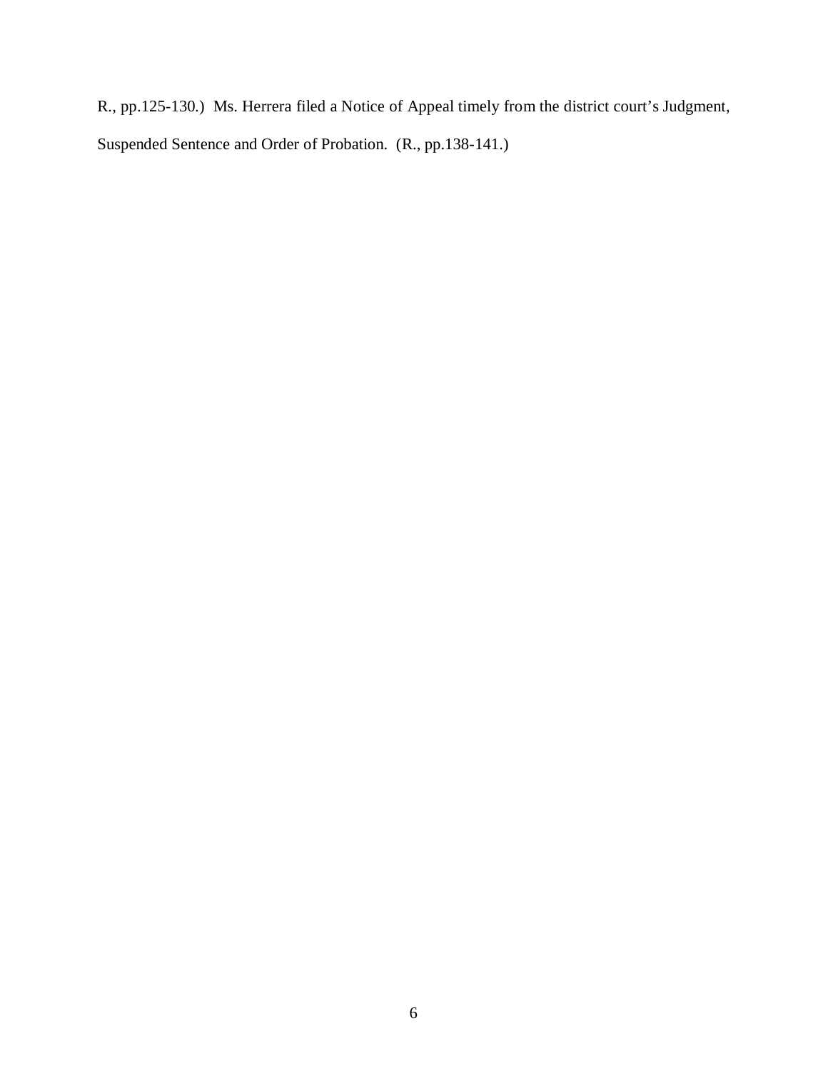R., pp.125-130.) Ms. Herrera filed a Notice of Appeal timely from the district court's Judgment, Suspended Sentence and Order of Probation. (R., pp.138-141.)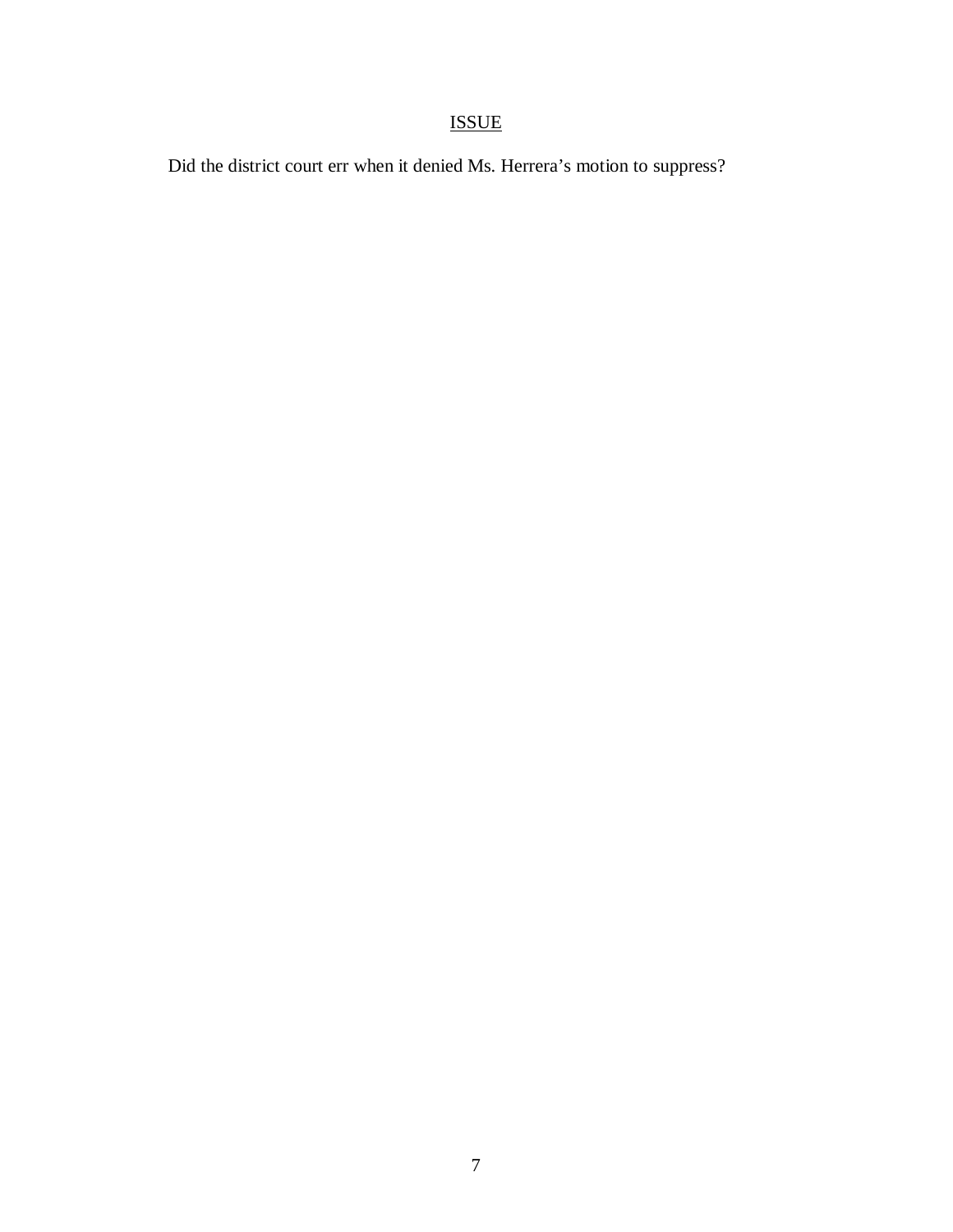## ISSUE

Did the district court err when it denied Ms. Herrera's motion to suppress?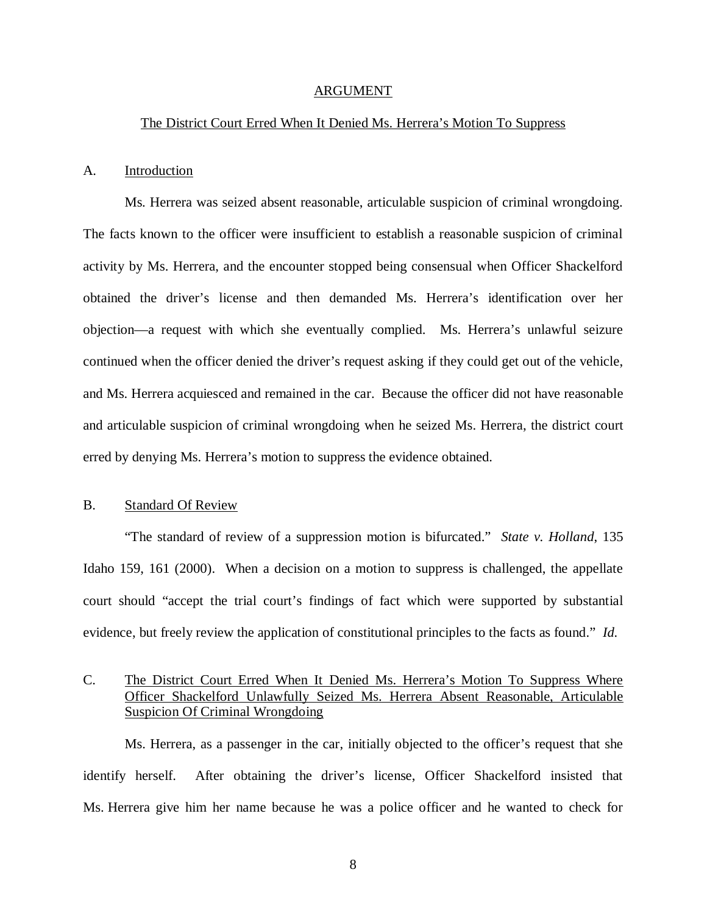## ARGUMENT

### The District Court Erred When It Denied Ms. Herrera's Motion To Suppress

A. Introduction

Ms. Herrera was seized absent reasonable, articulable suspicion of criminal wrongdoing. The facts known to the officer were insufficient to establish a reasonable suspicion of criminal activity by Ms. Herrera, and the encounter stopped being consensual when Officer Shackelford obtained the driver's license and then demanded Ms. Herrera's identification over her objection—a request with which she eventually complied. Ms. Herrera's unlawful seizure continued when the officer denied the driver's request asking if they could get out of the vehicle, and Ms. Herrera acquiesced and remained in the car. Because the officer did not have reasonable and articulable suspicion of criminal wrongdoing when he seized Ms. Herrera, the district court erred by denying Ms. Herrera's motion to suppress the evidence obtained.

B. Standard Of Review

"The standard of review of a suppression motion is bifurcated." *State v. Holland*, 135 Idaho 159, 161 (2000). When a decision on a motion to suppress is challenged, the appellate court should "accept the trial court's findings of fact which were supported by substantial evidence, but freely review the application of constitutional principles to the facts as found." *Id.*

C. The District Court Erred When It Denied Ms. Herrera's Motion To Suppress Where Officer Shackelford Unlawfully Seized Ms. Herrera Absent Reasonable, Articulable Suspicion Of Criminal Wrongdoing

Ms. Herrera, as a passenger in the car, initially objected to the officer's request that she identify herself. After obtaining the driver's license, Officer Shackelford insisted that Ms. Herrera give him her name because he was a police officer and he wanted to check for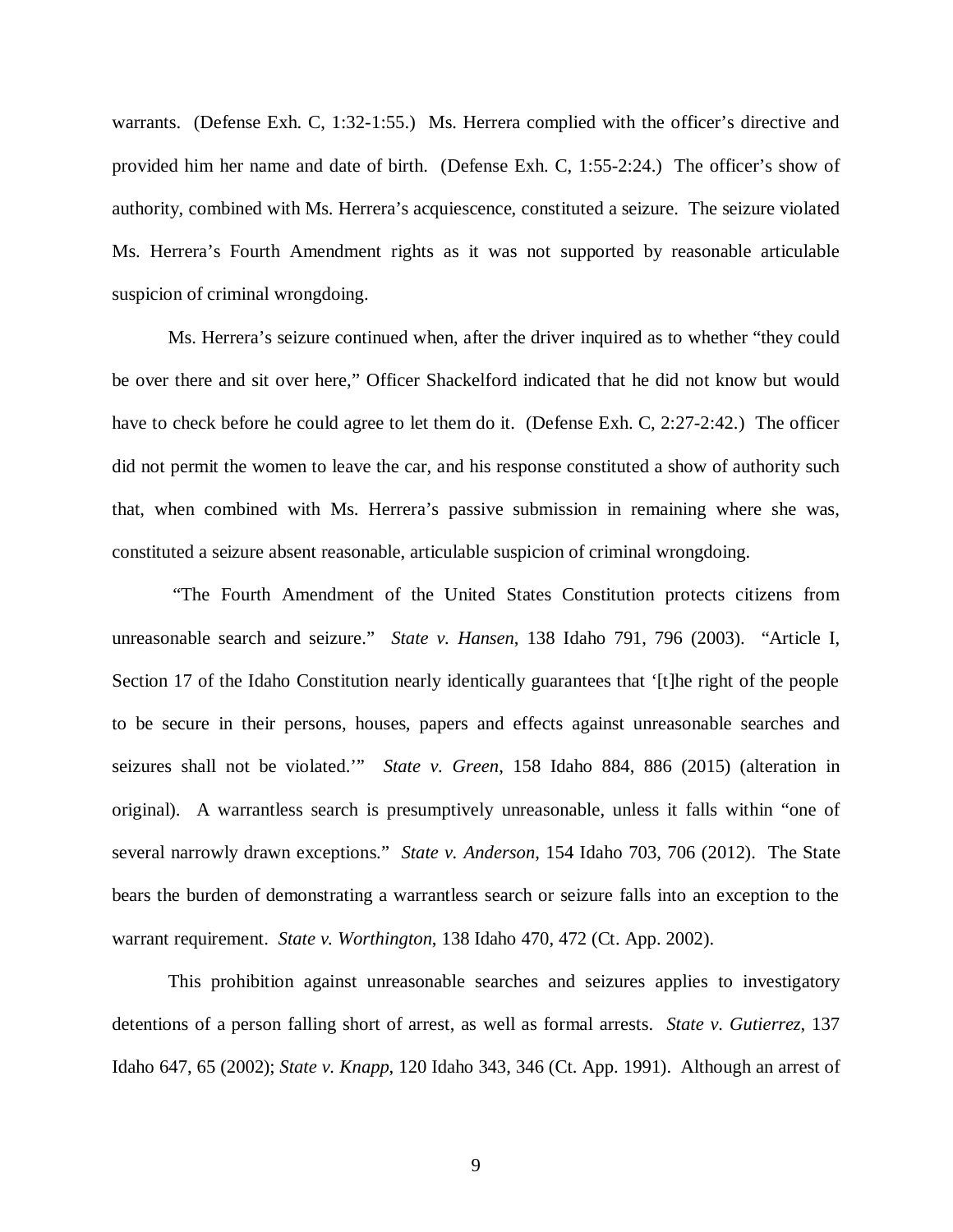warrants. (Defense Exh. C, 1:32-1:55.) Ms. Herrera complied with the officer's directive and provided him her name and date of birth. (Defense Exh. C, 1:55-2:24.) The officer's show of authority, combined with Ms. Herrera's acquiescence, constituted a seizure. The seizure violated Ms. Herrera's Fourth Amendment rights as it was not supported by reasonable articulable suspicion of criminal wrongdoing.

Ms. Herrera's seizure continued when, after the driver inquired as to whether "they could be over there and sit over here," Officer Shackelford indicated that he did not know but would have to check before he could agree to let them do it. (Defense Exh. C, 2:27-2:42.) The officer did not permit the women to leave the car, and his response constituted a show of authority such that, when combined with Ms. Herrera's passive submission in remaining where she was, constituted a seizure absent reasonable, articulable suspicion of criminal wrongdoing.

"The Fourth Amendment of the United States Constitution protects citizens from unreasonable search and seizure." *State v. Hansen*, 138 Idaho 791, 796 (2003). "Article I, Section 17 of the Idaho Constitution nearly identically guarantees that '[t]he right of the people to be secure in their persons, houses, papers and effects against unreasonable searches and seizures shall not be violated.'" *State v. Green*, 158 Idaho 884, 886 (2015) (alteration in original). A warrantless search is presumptively unreasonable, unless it falls within "one of several narrowly drawn exceptions." *State v. Anderson*, 154 Idaho 703, 706 (2012). The State bears the burden of demonstrating a warrantless search or seizure falls into an exception to the warrant requirement. *State v. Worthington*, 138 Idaho 470, 472 (Ct. App. 2002).

This prohibition against unreasonable searches and seizures applies to investigatory detentions of a person falling short of arrest, as well as formal arrests. *State v. Gutierrez*, 137 Idaho 647, 65 (2002); *State v. Knapp*, 120 Idaho 343, 346 (Ct. App. 1991). Although an arrest of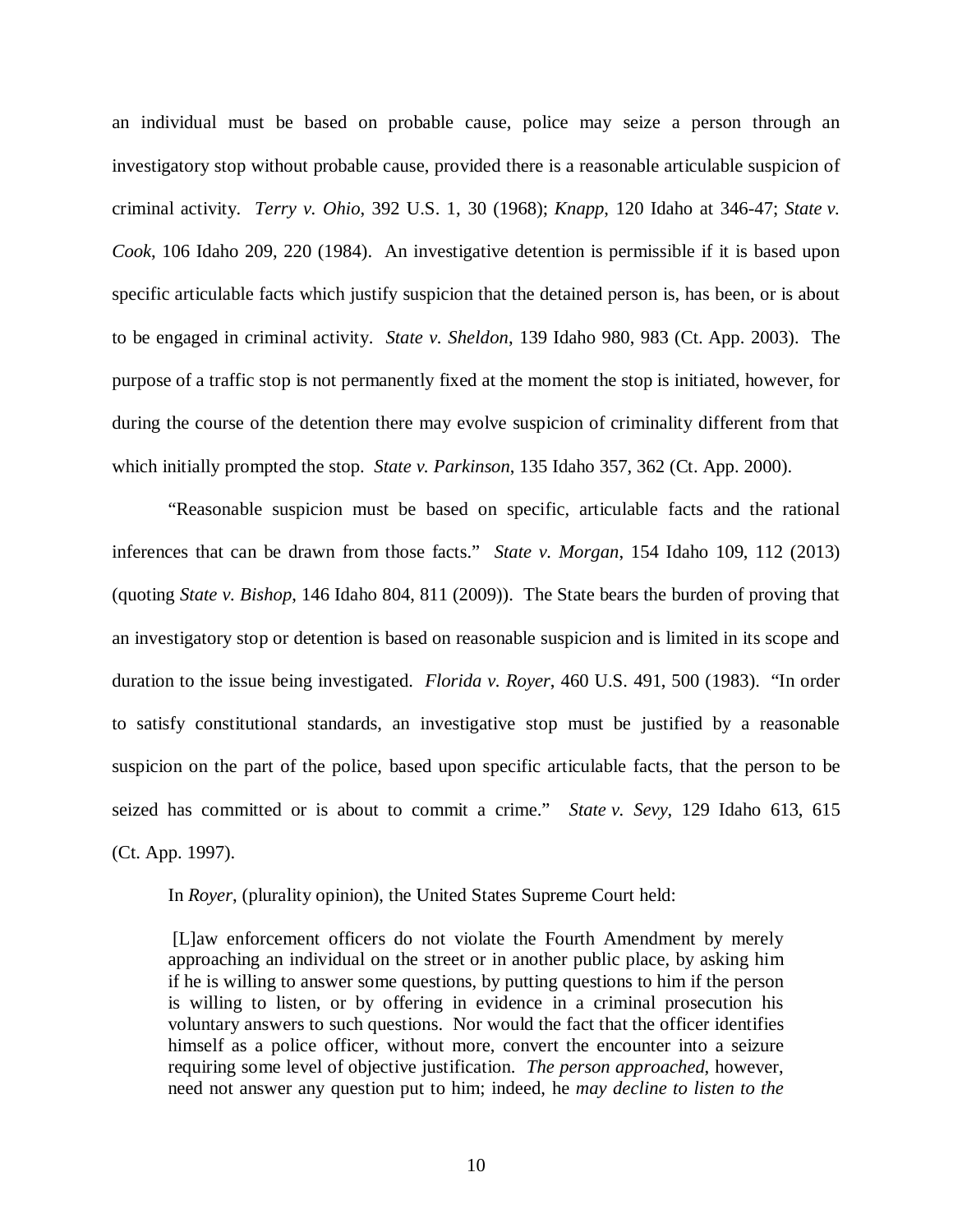an individual must be based on probable cause, police may seize a person through an investigatory stop without probable cause, provided there is a reasonable articulable suspicion of criminal activity. *Terry v. Ohio*, 392 U.S. 1, 30 (1968); *Knapp*, 120 Idaho at 346-47; *State v. Cook*, 106 Idaho 209, 220 (1984). An investigative detention is permissible if it is based upon specific articulable facts which justify suspicion that the detained person is, has been, or is about to be engaged in criminal activity. *State v. Sheldon*, 139 Idaho 980, 983 (Ct. App. 2003). The purpose of a traffic stop is not permanently fixed at the moment the stop is initiated, however, for during the course of the detention there may evolve suspicion of criminality different from that which initially prompted the stop. *State v. Parkinson*, 135 Idaho 357, 362 (Ct. App. 2000).

"Reasonable suspicion must be based on specific, articulable facts and the rational inferences that can be drawn from those facts." *State v. Morgan*, 154 Idaho 109, 112 (2013) (quoting *State v. Bishop*, 146 Idaho 804, 811 (2009)). The State bears the burden of proving that an investigatory stop or detention is based on reasonable suspicion and is limited in its scope and duration to the issue being investigated. *Florida v. Royer*, 460 U.S. 491, 500 (1983). "In order to satisfy constitutional standards, an investigative stop must be justified by a reasonable suspicion on the part of the police, based upon specific articulable facts, that the person to be seized has committed or is about to commit a crime." *State v. Sevy*, 129 Idaho 613, 615 (Ct. App. 1997).

In *Royer*, (plurality opinion), the United States Supreme Court held:

> [L]aw enforcement officers do not violate the Fourth Amendment by merely approaching an individual on the street or in another public place, by asking him if he is willing to answer some questions, by putting questions to him if the person is willing to listen, or by offering in evidence in a criminal prosecution his voluntary answers to such questions. Nor would the fact that the officer identifies himself as a police officer, without more, convert the encounter into a seizure requiring some level of objective justification. *The person approached*, however, need not answer any question put to him; indeed, he *may decline to listen to the*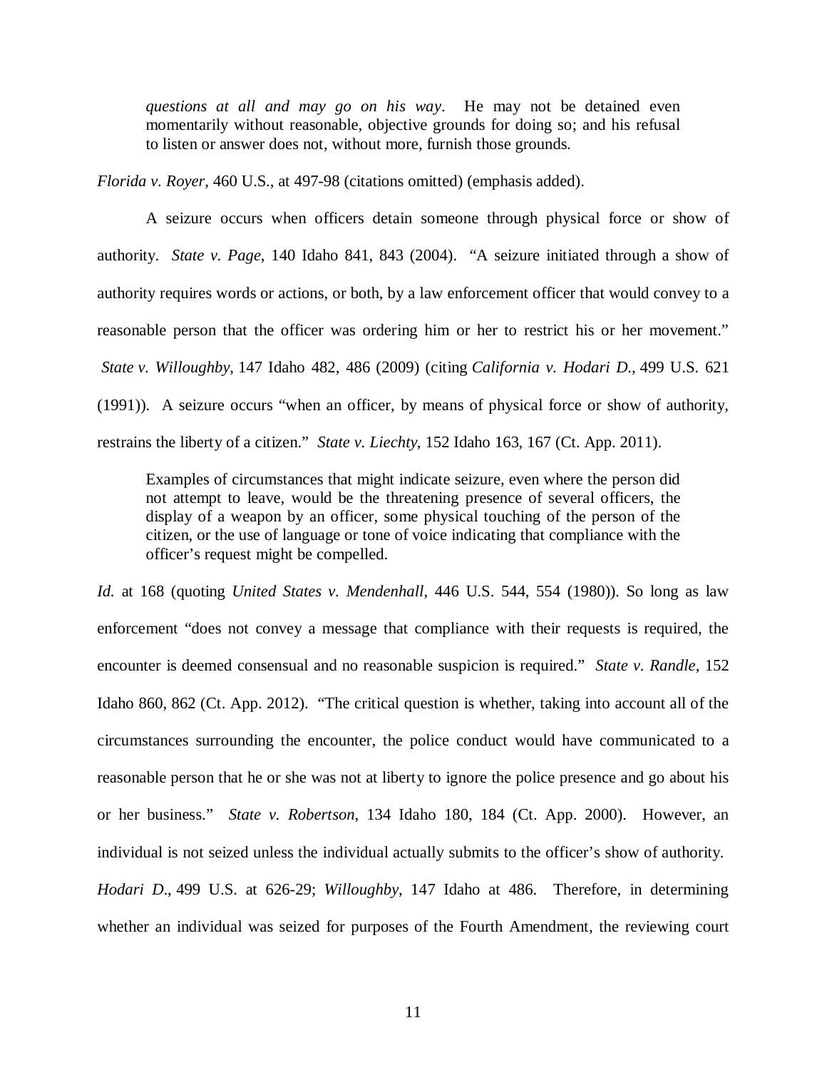> *questions at all and may go on his way*. He may not be detained even momentarily without reasonable, objective grounds for doing so; and his refusal to listen or answer does not, without more, furnish those grounds.

*Florida v. Royer*, 460 U.S., at 497-98 (citations omitted) (emphasis added).

A seizure occurs when officers detain someone through physical force or show of authority. *State v. Page*, 140 Idaho 841, 843 (2004). "A seizure initiated through a show of authority requires words or actions, or both, by a law enforcement officer that would convey to a reasonable person that the officer was ordering him or her to restrict his or her movement." *State v. Willoughby*, 147 Idaho 482, 486 (2009) (citing *California v. Hodari D.*, 499 U.S. 621 (1991)). A seizure occurs "when an officer, by means of physical force or show of authority, restrains the liberty of a citizen." *State v. Liechty*, 152 Idaho 163, 167 (Ct. App. 2011).

> Examples of circumstances that might indicate seizure, even where the person did not attempt to leave, would be the threatening presence of several officers, the display of a weapon by an officer, some physical touching of the person of the citizen, or the use of language or tone of voice indicating that compliance with the officer's request might be compelled.

*Id.* at 168 (quoting *United States v. Mendenhall*, 446 U.S. 544, 554 (1980)). So long as law enforcement "does not convey a message that compliance with their requests is required, the encounter is deemed consensual and no reasonable suspicion is required." *State v. Randle*, 152 Idaho 860, 862 (Ct. App. 2012). "The critical question is whether, taking into account all of the circumstances surrounding the encounter, the police conduct would have communicated to a reasonable person that he or she was not at liberty to ignore the police presence and go about his or her business." *State v. Robertson*, 134 Idaho 180, 184 (Ct. App. 2000). However, an individual is not seized unless the individual actually submits to the officer's show of authority. *Hodari D.*, 499 U.S. at 626-29; *Willoughby*, 147 Idaho at 486. Therefore, in determining whether an individual was seized for purposes of the Fourth Amendment, the reviewing court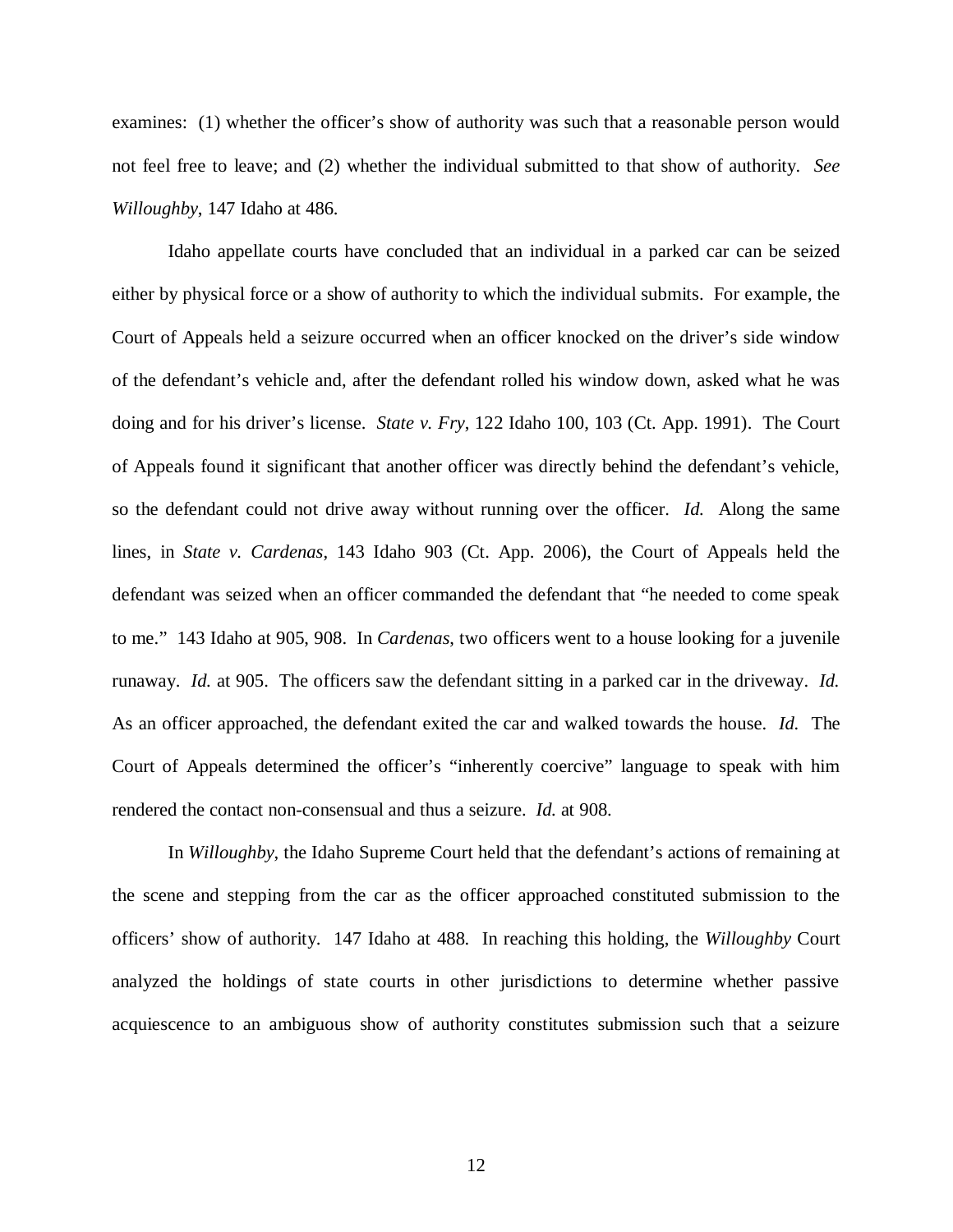examines: (1) whether the officer's show of authority was such that a reasonable person would not feel free to leave; and (2) whether the individual submitted to that show of authority. *See Willoughby*, 147 Idaho at 486.

Idaho appellate courts have concluded that an individual in a parked car can be seized either by physical force or a show of authority to which the individual submits. For example, the Court of Appeals held a seizure occurred when an officer knocked on the driver's side window of the defendant's vehicle and, after the defendant rolled his window down, asked what he was doing and for his driver's license. *State v. Fry*, 122 Idaho 100, 103 (Ct. App. 1991). The Court of Appeals found it significant that another officer was directly behind the defendant's vehicle, so the defendant could not drive away without running over the officer. *Id.* Along the same lines, in *State v. Cardenas*, 143 Idaho 903 (Ct. App. 2006), the Court of Appeals held the defendant was seized when an officer commanded the defendant that "he needed to come speak to me." 143 Idaho at 905, 908. In *Cardenas*, two officers went to a house looking for a juvenile runaway. *Id.* at 905. The officers saw the defendant sitting in a parked car in the driveway. *Id.* As an officer approached, the defendant exited the car and walked towards the house. *Id.* The Court of Appeals determined the officer's "inherently coercive" language to speak with him rendered the contact non-consensual and thus a seizure. *Id.* at 908.

In *Willoughby*, the Idaho Supreme Court held that the defendant's actions of remaining at the scene and stepping from the car as the officer approached constituted submission to the officers' show of authority. 147 Idaho at 488. In reaching this holding, the *Willoughby* Court analyzed the holdings of state courts in other jurisdictions to determine whether passive acquiescence to an ambiguous show of authority constitutes submission such that a seizure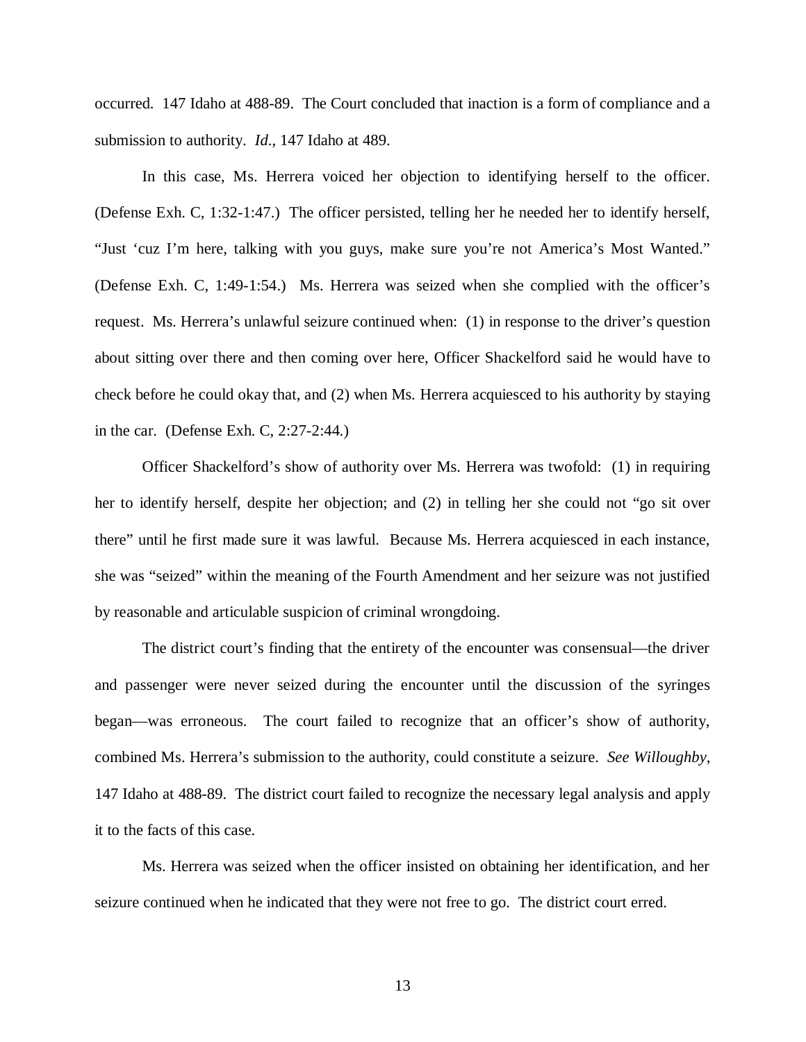occurred. 147 Idaho at 488-89. The Court concluded that inaction is a form of compliance and a submission to authority. *Id*., 147 Idaho at 489.

In this case, Ms. Herrera voiced her objection to identifying herself to the officer. (Defense Exh. C, 1:32-1:47.) The officer persisted, telling her he needed her to identify herself, "Just 'cuz I'm here, talking with you guys, make sure you're not America's Most Wanted." (Defense Exh. C, 1:49-1:54.) Ms. Herrera was seized when she complied with the officer's request. Ms. Herrera's unlawful seizure continued when: (1) in response to the driver's question about sitting over there and then coming over here, Officer Shackelford said he would have to check before he could okay that, and (2) when Ms. Herrera acquiesced to his authority by staying in the car. (Defense Exh. C, 2:27-2:44.)

Officer Shackelford's show of authority over Ms. Herrera was twofold: (1) in requiring her to identify herself, despite her objection; and (2) in telling her she could not "go sit over there" until he first made sure it was lawful. Because Ms. Herrera acquiesced in each instance, she was "seized" within the meaning of the Fourth Amendment and her seizure was not justified by reasonable and articulable suspicion of criminal wrongdoing.

The district court's finding that the entirety of the encounter was consensual—the driver and passenger were never seized during the encounter until the discussion of the syringes began—was erroneous. The court failed to recognize that an officer's show of authority, combined Ms. Herrera's submission to the authority, could constitute a seizure. *See Willoughby*, 147 Idaho at 488-89. The district court failed to recognize the necessary legal analysis and apply it to the facts of this case.

Ms. Herrera was seized when the officer insisted on obtaining her identification, and her seizure continued when he indicated that they were not free to go. The district court erred.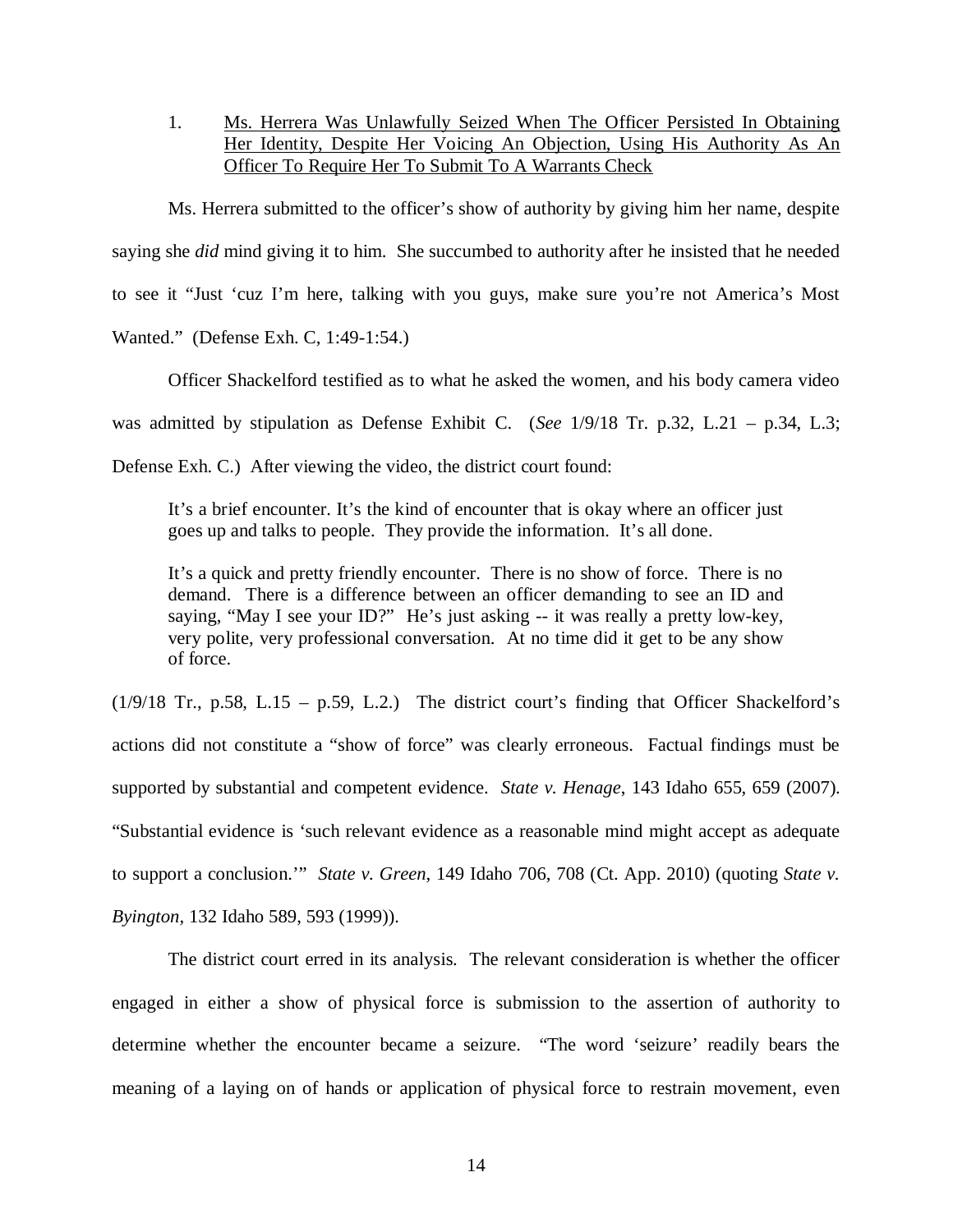1. Ms. Herrera Was Unlawfully Seized When The Officer Persisted In Obtaining Her Identity, Despite Her Voicing An Objection, Using His Authority As An Officer To Require Her To Submit To A Warrants Check

Ms. Herrera submitted to the officer's show of authority by giving him her name, despite saying she *did* mind giving it to him. She succumbed to authority after he insisted that he needed to see it "Just 'cuz I'm here, talking with you guys, make sure you're not America's Most Wanted." (Defense Exh. C, 1:49-1:54.)

Officer Shackelford testified as to what he asked the women, and his body camera video was admitted by stipulation as Defense Exhibit C. (*See* 1/9/18 Tr. p.32, L.21 – p.34, L.3; Defense Exh. C.) After viewing the video, the district court found:

> It's a brief encounter. It's the kind of encounter that is okay where an officer just goes up and talks to people. They provide the information. It's all done.
>
> It's a quick and pretty friendly encounter. There is no show of force. There is no demand. There is a difference between an officer demanding to see an ID and saying, "May I see your ID?" He's just asking -- it was really a pretty low-key, very polite, very professional conversation. At no time did it get to be any show of force.

(1/9/18 Tr., p.58, L.15 – p.59, L.2.) The district court's finding that Officer Shackelford's actions did not constitute a "show of force" was clearly erroneous. Factual findings must be supported by substantial and competent evidence. *State v. Henage*, 143 Idaho 655, 659 (2007). "Substantial evidence is 'such relevant evidence as a reasonable mind might accept as adequate to support a conclusion.'" *State v. Green*, 149 Idaho 706, 708 (Ct. App. 2010) (quoting *State v. Byington*, 132 Idaho 589, 593 (1999)).

The district court erred in its analysis. The relevant consideration is whether the officer engaged in either a show of physical force is submission to the assertion of authority to determine whether the encounter became a seizure. "The word 'seizure' readily bears the meaning of a laying on of hands or application of physical force to restrain movement, even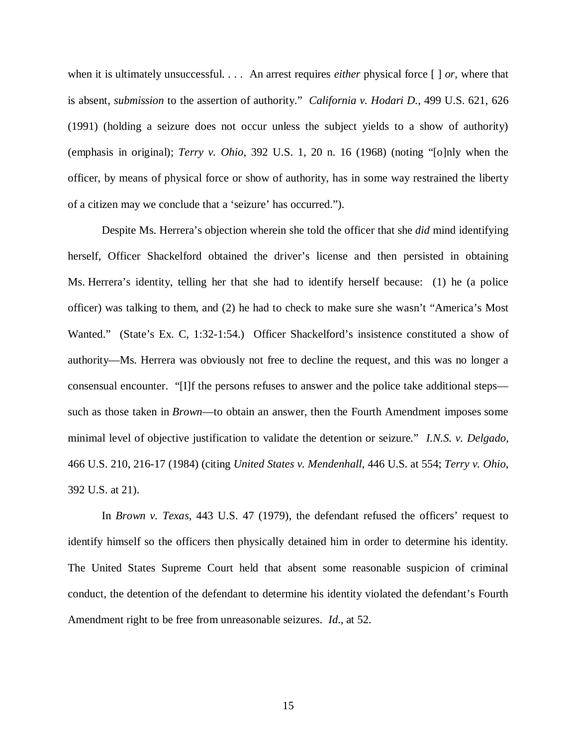when it is ultimately unsuccessful. . . . An arrest requires *either* physical force [ ] *or,* where that is absent, *submission* to the assertion of authority." *California v. Hodari D.*, 499 U.S. 621, 626 (1991) (holding a seizure does not occur unless the subject yields to a show of authority) (emphasis in original); *Terry v. Ohio*, 392 U.S. 1, 20 n. 16 (1968) (noting "[o]nly when the officer, by means of physical force or show of authority, has in some way restrained the liberty of a citizen may we conclude that a 'seizure' has occurred.").

Despite Ms. Herrera's objection wherein she told the officer that she *did* mind identifying herself, Officer Shackelford obtained the driver's license and then persisted in obtaining Ms. Herrera's identity, telling her that she had to identify herself because: (1) he (a police officer) was talking to them, and (2) he had to check to make sure she wasn't "America's Most Wanted." (State's Ex. C, 1:32-1:54.) Officer Shackelford's insistence constituted a show of authority—Ms. Herrera was obviously not free to decline the request, and this was no longer a consensual encounter. "[I]f the persons refuses to answer and the police take additional steps—such as those taken in *Brown*—to obtain an answer, then the Fourth Amendment imposes some minimal level of objective justification to validate the detention or seizure." *I.N.S. v. Delgado*, 466 U.S. 210, 216-17 (1984) (citing *United States v. Mendenhall*, 446 U.S. at 554; *Terry v. Ohio*, 392 U.S. at 21).

In *Brown v. Texas*, 443 U.S. 47 (1979), the defendant refused the officers' request to identify himself so the officers then physically detained him in order to determine his identity. The United States Supreme Court held that absent some reasonable suspicion of criminal conduct, the detention of the defendant to determine his identity violated the defendant's Fourth Amendment right to be free from unreasonable seizures. *Id.*, at 52.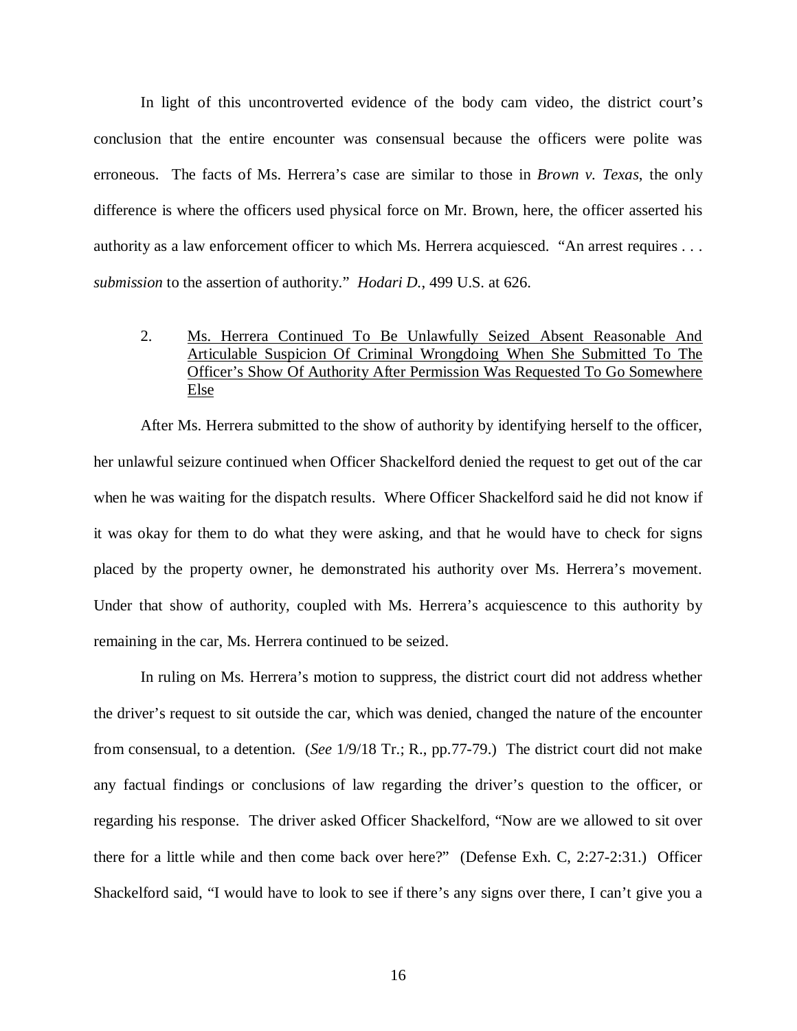In light of this uncontroverted evidence of the body cam video, the district court's conclusion that the entire encounter was consensual because the officers were polite was erroneous. The facts of Ms. Herrera's case are similar to those in *Brown v. Texas*, the only difference is where the officers used physical force on Mr. Brown, here, the officer asserted his authority as a law enforcement officer to which Ms. Herrera acquiesced. "An arrest requires . . . *submission* to the assertion of authority." *Hodari D.*, 499 U.S. at 626.

2. <u>Ms. Herrera Continued To Be Unlawfully Seized Absent Reasonable And Articulable Suspicion Of Criminal Wrongdoing When She Submitted To The Officer's Show Of Authority After Permission Was Requested To Go Somewhere Else</u>

After Ms. Herrera submitted to the show of authority by identifying herself to the officer, her unlawful seizure continued when Officer Shackelford denied the request to get out of the car when he was waiting for the dispatch results. Where Officer Shackelford said he did not know if it was okay for them to do what they were asking, and that he would have to check for signs placed by the property owner, he demonstrated his authority over Ms. Herrera's movement. Under that show of authority, coupled with Ms. Herrera's acquiescence to this authority by remaining in the car, Ms. Herrera continued to be seized.

In ruling on Ms. Herrera's motion to suppress, the district court did not address whether the driver's request to sit outside the car, which was denied, changed the nature of the encounter from consensual, to a detention. (*See* 1/9/18 Tr.; R., pp.77-79.) The district court did not make any factual findings or conclusions of law regarding the driver's question to the officer, or regarding his response. The driver asked Officer Shackelford, "Now are we allowed to sit over there for a little while and then come back over here?" (Defense Exh. C, 2:27-2:31.) Officer Shackelford said, "I would have to look to see if there's any signs over there, I can't give you a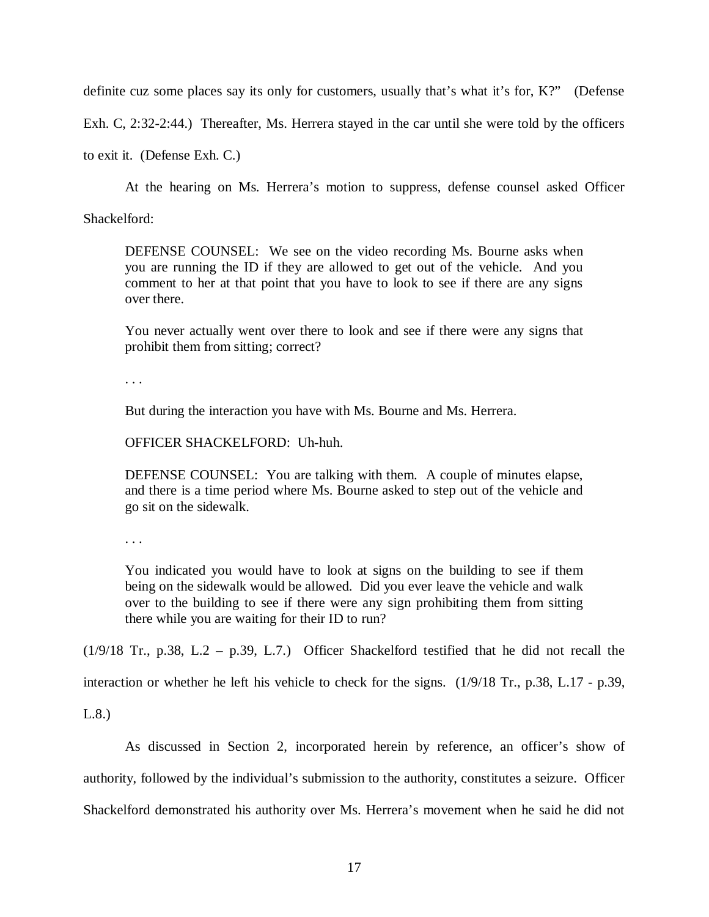definite cuz some places say its only for customers, usually that's what it's for, K?" (Defense Exh. C, 2:32-2:44.) Thereafter, Ms. Herrera stayed in the car until she were told by the officers to exit it. (Defense Exh. C.)

At the hearing on Ms. Herrera's motion to suppress, defense counsel asked Officer Shackelford:

> DEFENSE COUNSEL: We see on the video recording Ms. Bourne asks when you are running the ID if they are allowed to get out of the vehicle. And you comment to her at that point that you have to look to see if there are any signs over there.
>
> You never actually went over there to look and see if there were any signs that prohibit them from sitting; correct?
>
> . . .
>
> But during the interaction you have with Ms. Bourne and Ms. Herrera.
>
> OFFICER SHACKELFORD: Uh-huh.
>
> DEFENSE COUNSEL: You are talking with them. A couple of minutes elapse, and there is a time period where Ms. Bourne asked to step out of the vehicle and go sit on the sidewalk.
>
> . . .
>
> You indicated you would have to look at signs on the building to see if them being on the sidewalk would be allowed. Did you ever leave the vehicle and walk over to the building to see if there were any sign prohibiting them from sitting there while you are waiting for their ID to run?

(1/9/18 Tr., p.38, L.2 – p.39, L.7.) Officer Shackelford testified that he did not recall the interaction or whether he left his vehicle to check for the signs. (1/9/18 Tr., p.38, L.17 - p.39, L.8.)

As discussed in Section 2, incorporated herein by reference, an officer's show of authority, followed by the individual's submission to the authority, constitutes a seizure. Officer Shackelford demonstrated his authority over Ms. Herrera's movement when he said he did not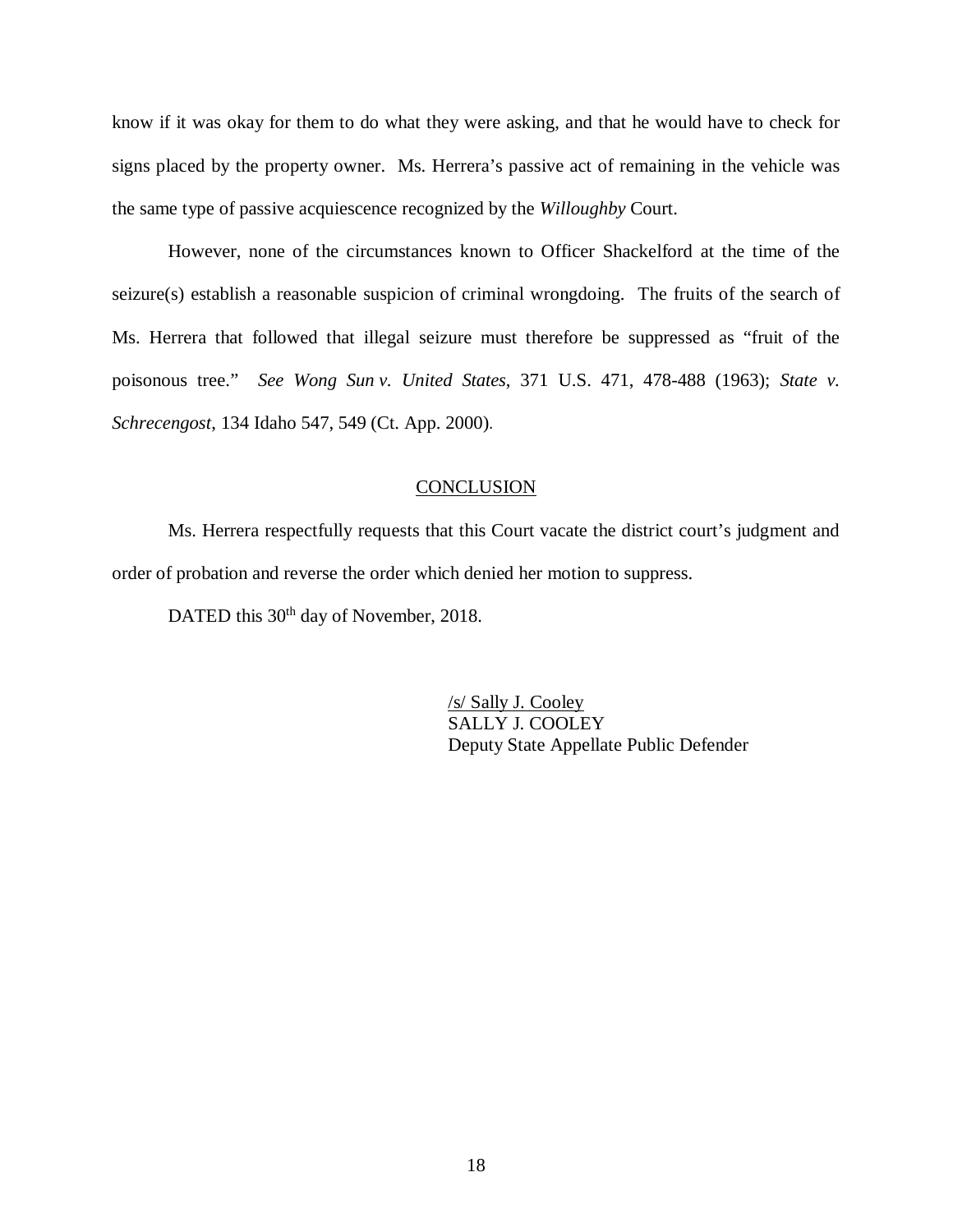know if it was okay for them to do what they were asking, and that he would have to check for signs placed by the property owner. Ms. Herrera's passive act of remaining in the vehicle was the same type of passive acquiescence recognized by the *Willoughby* Court.

However, none of the circumstances known to Officer Shackelford at the time of the seizure(s) establish a reasonable suspicion of criminal wrongdoing. The fruits of the search of Ms. Herrera that followed that illegal seizure must therefore be suppressed as "fruit of the poisonous tree." *See Wong Sun v. United States*, 371 U.S. 471, 478-488 (1963); *State v. Schrecengost*, 134 Idaho 547, 549 (Ct. App. 2000).

## CONCLUSION

Ms. Herrera respectfully requests that this Court vacate the district court's judgment and order of probation and reverse the order which denied her motion to suppress.

DATED this 30th day of November, 2018.

/s/ Sally J. Cooley
SALLY J. COOLEY
Deputy State Appellate Public Defender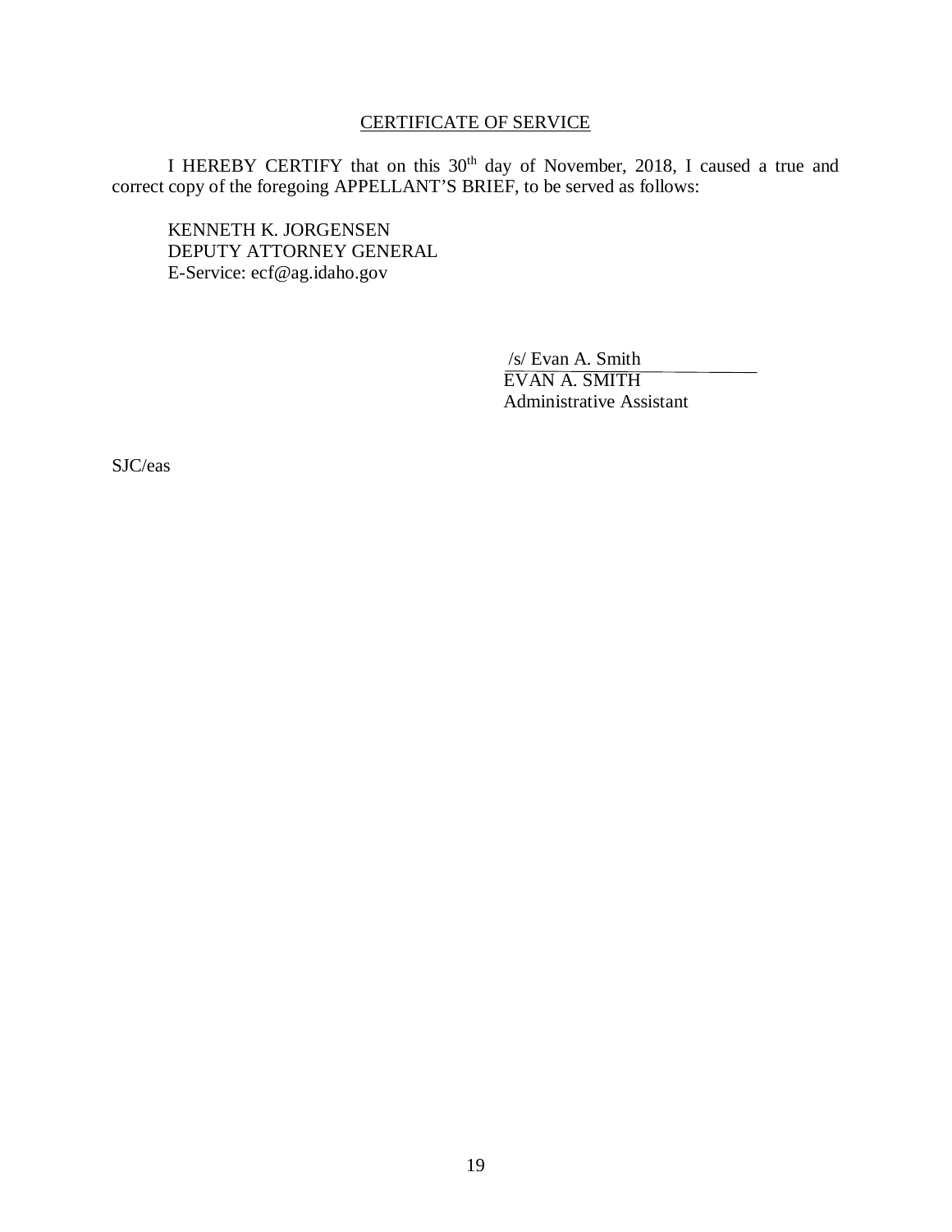## CERTIFICATE OF SERVICE

I HEREBY CERTIFY that on this 30th day of November, 2018, I caused a true and correct copy of the foregoing APPELLANT'S BRIEF, to be served as follows:

KENNETH K. JORGENSEN
DEPUTY ATTORNEY GENERAL
E-Service: ecf@ag.idaho.gov

/s/ Evan A. Smith
EVAN A. SMITH
Administrative Assistant

SJC/eas